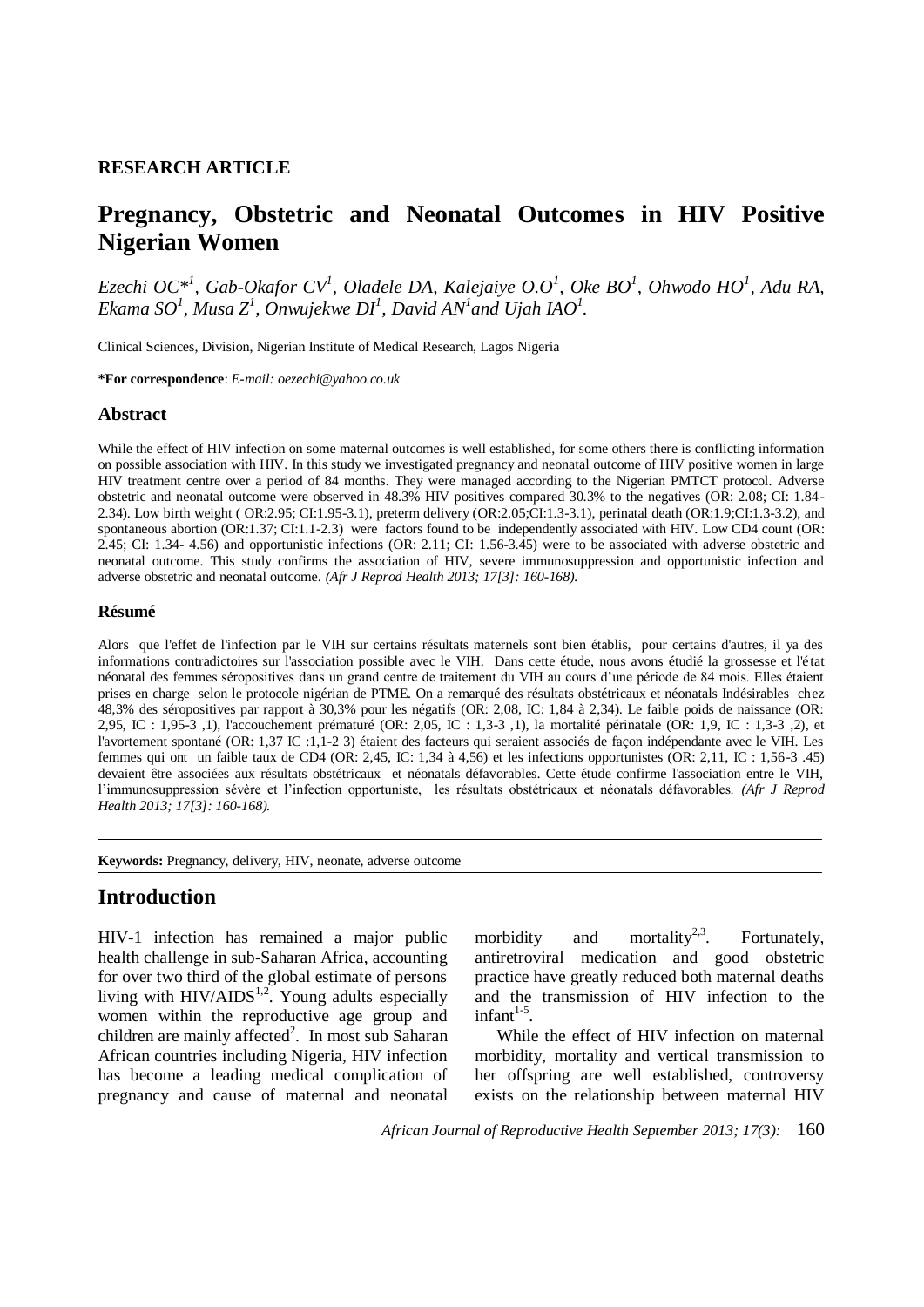**RESEARCH ARTICLE**

# Pregnancy, Obstetric and Neonatal Outcomes in HIV Positive Nigerian Women

*Ezechi OC*[1], Gab-Okafor CV[1], Oladele DA, Kalejaiye O.O[1], Oke BO[1], Ohwodo HO[1], Adu RA, Ekama SO[1], Musa Z[1], Onwujekwe DI[1], David AN[1] and Ujah IAO[1].*

Clinical Sciences, Division, Nigerian Institute of Medical Research, Lagos Nigeria

**\*For correspondence**: *E-mail: oezechi@yahoo.co.uk*

### Abstract

While the effect of HIV infection on some maternal outcomes is well established, for some others there is conflicting information on possible association with HIV. In this study we investigated pregnancy and neonatal outcome of HIV positive women in large HIV treatment centre over a period of 84 months. They were managed according to the Nigerian PMTCT protocol. Adverse obstetric and neonatal outcome were observed in 48.3% HIV positives compared 30.3% to the negatives (OR: 2.08; CI: 1.84-2.34). Low birth weight ( OR:2.95; CI:1.95-3.1), preterm delivery (OR:2.05;CI:1.3-3.1), perinatal death (OR:1.9;CI:1.3-3.2), and spontaneous abortion (OR:1.37; CI:1.1-2.3) were factors found to be independently associated with HIV. Low CD4 count (OR: 2.45; CI: 1.34- 4.56) and opportunistic infections (OR: 2.11; CI: 1.56-3.45) were to be associated with adverse obstetric and neonatal outcome. This study confirms the association of HIV, severe immunosuppression and opportunistic infection and adverse obstetric and neonatal outcome. *(Afr J Reprod Health 2013; 17[3]: 160-168).*

#### Résumé

Alors que l'effet de l'infection par le VIH sur certains résultats maternels sont bien établis, pour certains d'autres, il ya des informations contradictoires sur l'association possible avec le VIH. Dans cette étude, nous avons étudié la grossesse et l'état néonatal des femmes séropositives dans un grand centre de traitement du VIH au cours d'une période de 84 mois. Elles étaient prises en charge selon le protocole nigérian de PTME. On a remarqué des résultats obstétricaux et néonatals Indésirables chez 48,3% des séropositives par rapport à 30,3% pour les négatifs (OR: 2,08, IC: 1,84 à 2,34). Le faible poids de naissance (OR: 2,95, IC : 1,95-3 ,1), l'accouchement prématuré (OR: 2,05, IC : 1,3-3 ,1), la mortalité périnatale (OR: 1,9, IC : 1,3-3 ,2), et l'avortement spontané (OR: 1,37 IC :1,1-2 3) étaient des facteurs qui seraient associés de façon indépendante avec le VIH. Les femmes qui ont un faible taux de CD4 (OR: 2,45, IC: 1,34 à 4,56) et les infections opportunistes (OR: 2,11, IC : 1,56-3 .45) devaient être associées aux résultats obstétricaux et néonatals défavorables. Cette étude confirme l'association entre le VIH, l'immunosuppression sévère et l'infection opportuniste, les résultats obstétricaux et néonatals défavorables. *(Afr J Reprod Health 2013; 17[3]: 160-168).*

**Keywords:** Pregnancy, delivery, HIV, neonate, adverse outcome

## Introduction

HIV-1 infection has remained a major public health challenge in sub-Saharan Africa, accounting for over two third of the global estimate of persons living with HIV/AIDS[1,2]. Young adults especially women within the reproductive age group and children are mainly affected[2]. In most sub Saharan African countries including Nigeria, HIV infection has become a leading medical complication of pregnancy and cause of maternal and neonatal morbidity and mortality[2,3]. Fortunately, antiretroviral medication and good obstetric practice have greatly reduced both maternal deaths and the transmission of HIV infection to the infant[1-5].

While the effect of HIV infection on maternal morbidity, mortality and vertical transmission to her offspring are well established, controversy exists on the relationship between maternal HIV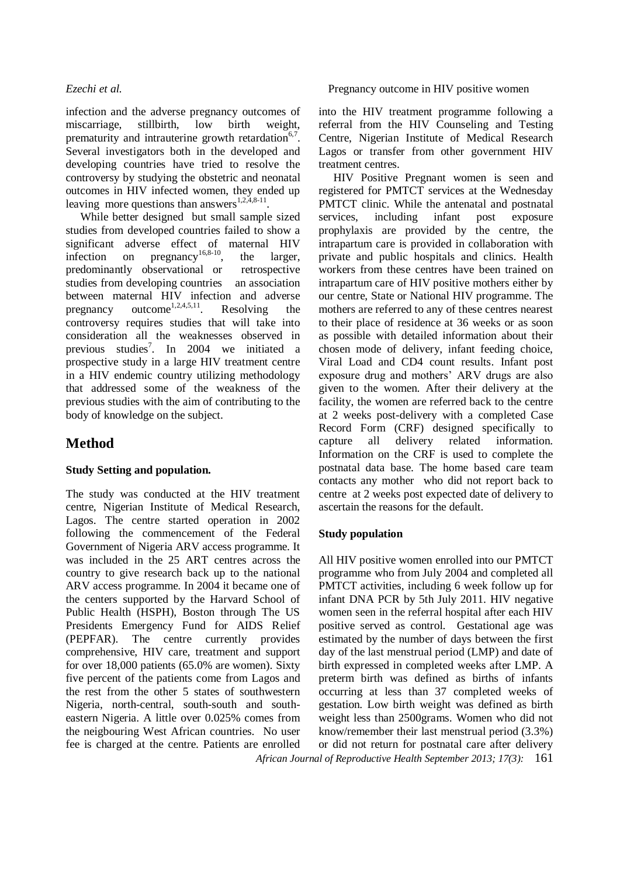infection and the adverse pregnancy outcomes of miscarriage, stillbirth, low birth weight, prematurity and intrauterine growth retardation[6,7]. Several investigators both in the developed and developing countries have tried to resolve the controversy by studying the obstetric and neonatal outcomes in HIV infected women, they ended up leaving more questions than answers[1,2,4,8-11].

While better designed but small sample sized studies from developed countries failed to show a significant adverse effect of maternal HIV infection on pregnancy[16,8-10], the larger, predominantly observational or retrospective studies from developing countries an association between maternal HIV infection and adverse pregnancy outcome[1,2,4,5,11]. Resolving the controversy requires studies that will take into consideration all the weaknesses observed in previous studies[7]. In 2004 we initiated a prospective study in a large HIV treatment centre in a HIV endemic country utilizing methodology that addressed some of the weakness of the previous studies with the aim of contributing to the body of knowledge on the subject.

# Method

### Study Setting and population.

The study was conducted at the HIV treatment centre, Nigerian Institute of Medical Research, Lagos. The centre started operation in 2002 following the commencement of the Federal Government of Nigeria ARV access programme. It was included in the 25 ART centres across the country to give research back up to the national ARV access programme. In 2004 it became one of the centers supported by the Harvard School of Public Health (HSPH), Boston through The US Presidents Emergency Fund for AIDS Relief (PEPFAR). The centre currently provides comprehensive, HIV care, treatment and support for over 18,000 patients (65.0% are women). Sixty five percent of the patients come from Lagos and the rest from the other 5 states of southwestern Nigeria, north-central, south-south and south-eastern Nigeria. A little over 0.025% comes from the neigbouring West African countries. No user fee is charged at the centre. Patients are enrolled into the HIV treatment programme following a referral from the HIV Counseling and Testing Centre, Nigerian Institute of Medical Research Lagos or transfer from other government HIV treatment centres.

HIV Positive Pregnant women is seen and registered for PMTCT services at the Wednesday PMTCT clinic. While the antenatal and postnatal services, including infant post exposure prophylaxis are provided by the centre, the intrapartum care is provided in collaboration with private and public hospitals and clinics. Health workers from these centres have been trained on intrapartum care of HIV positive mothers either by our centre, State or National HIV programme. The mothers are referred to any of these centres nearest to their place of residence at 36 weeks or as soon as possible with detailed information about their chosen mode of delivery, infant feeding choice, Viral Load and CD4 count results. Infant post exposure drug and mothers' ARV drugs are also given to the women. After their delivery at the facility, the women are referred back to the centre at 2 weeks post-delivery with a completed Case Record Form (CRF) designed specifically to capture all delivery related information. Information on the CRF is used to complete the postnatal data base. The home based care team contacts any mother who did not report back to centre at 2 weeks post expected date of delivery to ascertain the reasons for the default.

### Study population

All HIV positive women enrolled into our PMTCT programme who from July 2004 and completed all PMTCT activities, including 6 week follow up for infant DNA PCR by 5th July 2011. HIV negative women seen in the referral hospital after each HIV positive served as control. Gestational age was estimated by the number of days between the first day of the last menstrual period (LMP) and date of birth expressed in completed weeks after LMP. A preterm birth was defined as births of infants occurring at less than 37 completed weeks of gestation. Low birth weight was defined as birth weight less than 2500grams. Women who did not know/remember their last menstrual period (3.3%) or did not return for postnatal care after delivery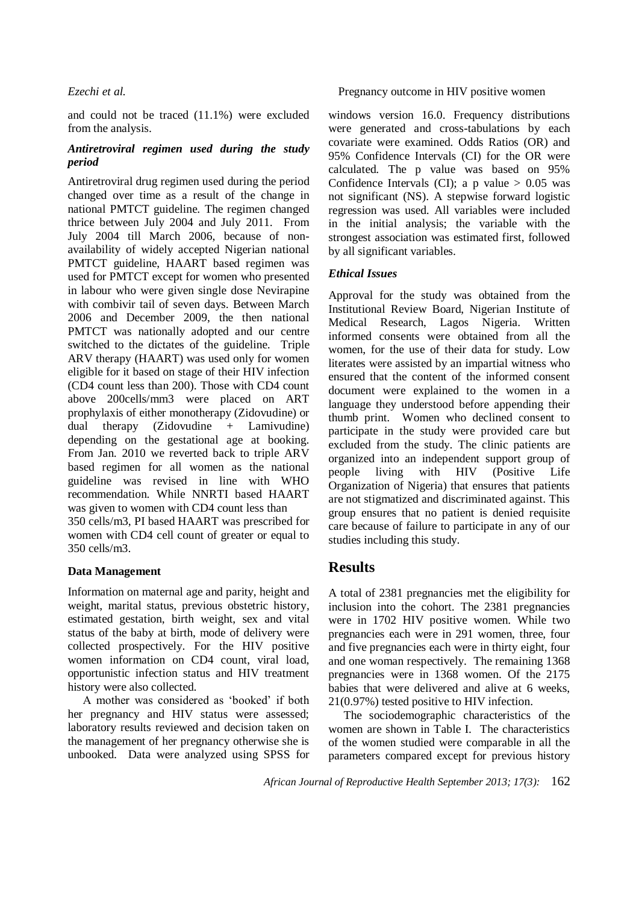and could not be traced (11.1%) were excluded from the analysis.

### *Antiretroviral regimen used during the study period*

Antiretroviral drug regimen used during the period changed over time as a result of the change in national PMTCT guideline. The regimen changed thrice between July 2004 and July 2011. From July 2004 till March 2006, because of non-availability of widely accepted Nigerian national PMTCT guideline, HAART based regimen was used for PMTCT except for women who presented in labour who were given single dose Nevirapine with combivir tail of seven days. Between March 2006 and December 2009, the then national PMTCT was nationally adopted and our centre switched to the dictates of the guideline. Triple ARV therapy (HAART) was used only for women eligible for it based on stage of their HIV infection (CD4 count less than 200). Those with CD4 count above 200cells/mm3 were placed on ART prophylaxis of either monotherapy (Zidovudine) or dual therapy (Zidovudine + Lamivudine) depending on the gestational age at booking. From Jan. 2010 we reverted back to triple ARV based regimen for all women as the national guideline was revised in line with WHO recommendation. While NNRTI based HAART was given to women with CD4 count less than 350 cells/m3, PI based HAART was prescribed for women with CD4 cell count of greater or equal to 350 cells/m3.

### Data Management

Information on maternal age and parity, height and weight, marital status, previous obstetric history, estimated gestation, birth weight, sex and vital status of the baby at birth, mode of delivery were collected prospectively. For the HIV positive women information on CD4 count, viral load, opportunistic infection status and HIV treatment history were also collected.

A mother was considered as 'booked' if both her pregnancy and HIV status were assessed; laboratory results reviewed and decision taken on the management of her pregnancy otherwise she is unbooked. Data were analyzed using SPSS for windows version 16.0. Frequency distributions were generated and cross-tabulations by each covariate were examined. Odds Ratios (OR) and 95% Confidence Intervals (CI) for the OR were calculated. The p value was based on 95% Confidence Intervals (CI); a p value $> 0.05$ was not significant (NS). A stepwise forward logistic regression was used. All variables were included in the initial analysis; the variable with the strongest association was estimated first, followed by all significant variables.

### *Ethical Issues*

Approval for the study was obtained from the Institutional Review Board, Nigerian Institute of Medical Research, Lagos Nigeria. Written informed consents were obtained from all the women, for the use of their data for study. Low literates were assisted by an impartial witness who ensured that the content of the informed consent document were explained to the women in a language they understood before appending their thumb print. Women who declined consent to participate in the study were provided care but excluded from the study. The clinic patients are organized into an independent support group of people living with HIV (Positive Life Organization of Nigeria) that ensures that patients are not stigmatized and discriminated against. This group ensures that no patient is denied requisite care because of failure to participate in any of our studies including this study.

## Results

A total of 2381 pregnancies met the eligibility for inclusion into the cohort. The 2381 pregnancies were in 1702 HIV positive women. While two pregnancies each were in 291 women, three, four and five pregnancies each were in thirty eight, four and one woman respectively. The remaining 1368 pregnancies were in 1368 women. Of the 2175 babies that were delivered and alive at 6 weeks, 21(0.97%) tested positive to HIV infection.

The sociodemographic characteristics of the women are shown in Table I. The characteristics of the women studied were comparable in all the parameters compared except for previous history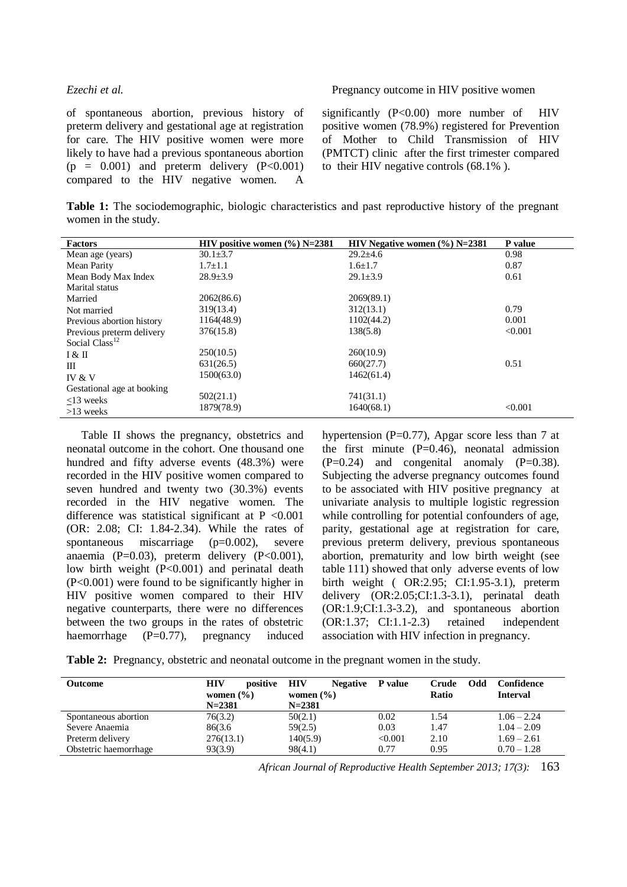of spontaneous abortion, previous history of preterm delivery and gestational age at registration for care. The HIV positive women were more likely to have had a previous spontaneous abortion ($p = 0.001$) and preterm delivery ($P<0.001$) compared to the HIV negative women. A significantly ($P<0.00$) more number of HIV positive women (78.9%) registered for Prevention of Mother to Child Transmission of HIV (PMTCT) clinic after the first trimester compared to their HIV negative controls (68.1% ).

**Table 1:** The sociodemographic, biologic characteristics and past reproductive history of the pregnant women in the study.

| Factors | HIV positive women (%) N=2381 | HIV Negative women (%) N=2381 | P value |
|---|---|---|---|
| Mean age (years) | 30.1±3.7 | 29.2±4.6 | 0.98 |
| Mean Parity | 1.7±1.1 | 1.6±1.7 | 0.87 |
| Mean Body Max Index | 28.9±3.9 | 29.1±3.9 | 0.61 |
| Marital status | | | |
| Married | 2062(86.6) | 2069(89.1) | |
| Not married | 319(13.4) | 312(13.1) | 0.79 |
| Previous abortion history | 1164(48.9) | 1102(44.2) | 0.001 |
| Previous preterm delivery | 376(15.8) | 138(5.8) | <0.001 |
| Social Class[12] | | | |
| I & II | 250(10.5) | 260(10.9) | |
| III | 631(26.5) | 660(27.7) | 0.51 |
| IV & V | 1500(63.0) | 1462(61.4) | |
| Gestational age at booking | | | |
| ≤13 weeks | 502(21.1) | 741(31.1) | |
| >13 weeks | 1879(78.9) | 1640(68.1) | <0.001 |

Table II shows the pregnancy, obstetrics and neonatal outcome in the cohort. One thousand one hundred and fifty adverse events (48.3%) were recorded in the HIV positive women compared to seven hundred and twenty two (30.3%) events recorded in the HIV negative women. The difference was statistical significant at $P <0.001$ (OR: 2.08; CI: 1.84-2.34). While the rates of spontaneous miscarriage ($p=0.002$), severe anaemia ($P=0.03$), preterm delivery ($P<0.001$), low birth weight ($P<0.001$) and perinatal death ($P<0.001$) were found to be significantly higher in HIV positive women compared to their HIV negative counterparts, there were no differences between the two groups in the rates of obstetric haemorrhage ($P=0.77$), pregnancy induced hypertension ($P=0.77$), Apgar score less than 7 at the first minute ($P=0.46$), neonatal admission ($P=0.24$) and congenital anomaly ($P=0.38$). Subjecting the adverse pregnancy outcomes found to be associated with HIV positive pregnancy at univariate analysis to multiple logistic regression while controlling for potential confounders of age, parity, gestational age at registration for care, previous preterm delivery, previous spontaneous abortion, prematurity and low birth weight (see table 111) showed that only adverse events of low birth weight ( OR:2.95; CI:1.95-3.1), preterm delivery (OR:2.05;CI:1.3-3.1), perinatal death (OR:1.9;CI:1.3-3.2), and spontaneous abortion (OR:1.37; CI:1.1-2.3) retained independent association with HIV infection in pregnancy.

**Table 2:** Pregnancy, obstetric and neonatal outcome in the pregnant women in the study.

| Outcome | HIV positive women (%) N=2381 | HIV Negative women (%) N=2381 | P value | Crude Odd Ratio | Confidence Interval |
|---|---|---|---|---|---|
| Spontaneous abortion | 76(3.2) | 50(2.1) | 0.02 | 1.54 | 1.06 – 2.24 |
| Severe Anaemia | 86(3.6 | 59(2.5) | 0.03 | 1.47 | 1.04 – 2.09 |
| Preterm delivery | 276(13.1) | 140(5.9) | <0.001 | 2.10 | 1.69 – 2.61 |
| Obstetric haemorrhage | 93(3.9) | 98(4.1) | 0.77 | 0.95 | 0.70 – 1.28 |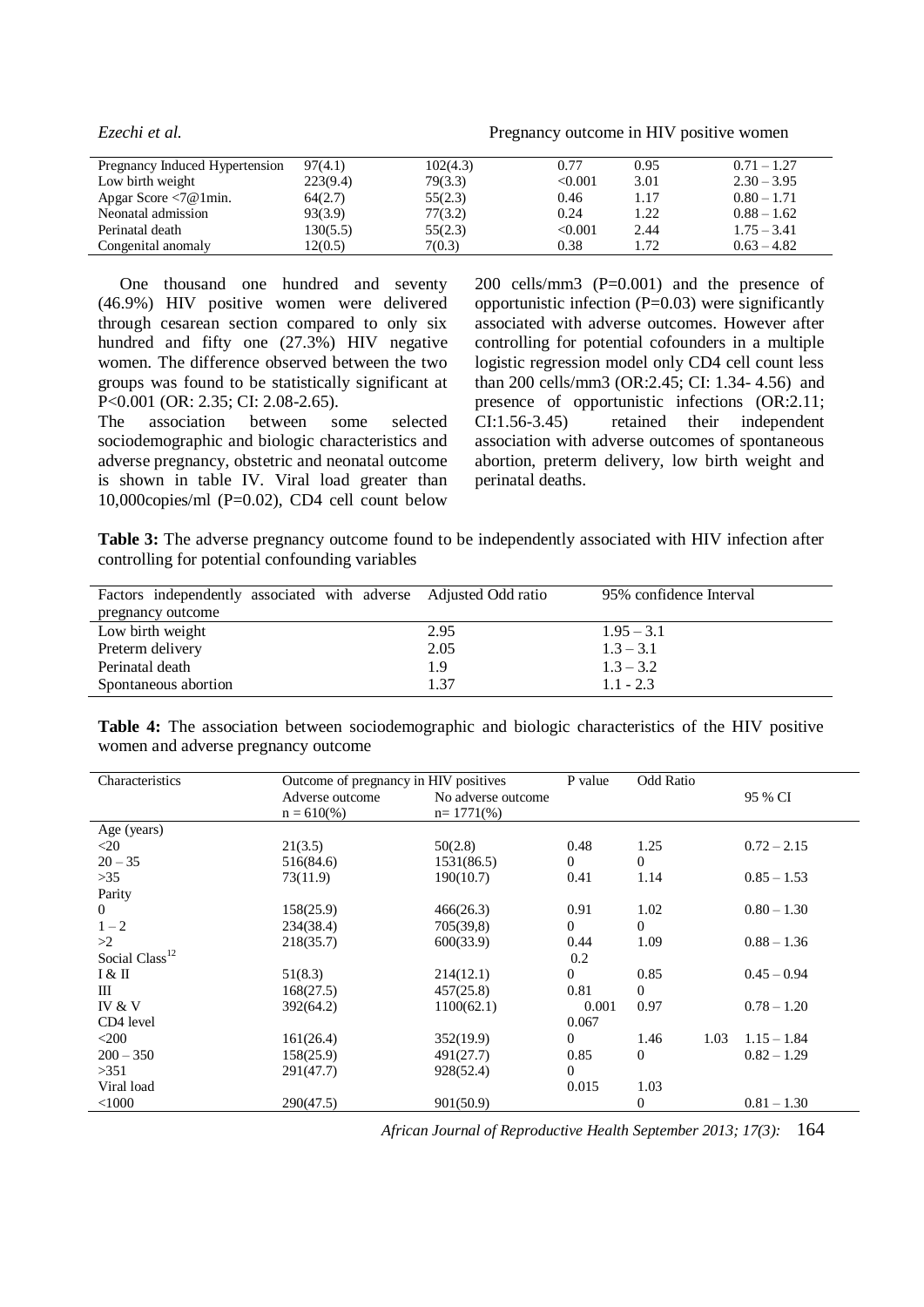| | | | | | |
|---|---|---|---|---|---|
| Pregnancy Induced Hypertension | 97(4.1) | 102(4.3) | 0.77 | 0.95 | 0.71 – 1.27 |
| Low birth weight | 223(9.4) | 79(3.3) | <0.001 | 3.01 | 2.30 – 3.95 |
| Apgar Score <7@1min. | 64(2.7) | 55(2.3) | 0.46 | 1.17 | 0.80 – 1.71 |
| Neonatal admission | 93(3.9) | 77(3.2) | 0.24 | 1.22 | 0.88 – 1.62 |
| Perinatal death | 130(5.5) | 55(2.3) | <0.001 | 2.44 | 1.75 – 3.41 |
| Congenital anomaly | 12(0.5) | 7(0.3) | 0.38 | 1.72 | 0.63 – 4.82 |

One thousand one hundred and seventy (46.9%) HIV positive women were delivered through cesarean section compared to only six hundred and fifty one (27.3%) HIV negative women. The difference observed between the two groups was found to be statistically significant at P<0.001 (OR: 2.35; CI: 2.08-2.65).

The association between some selected sociodemographic and biologic characteristics and adverse pregnancy, obstetric and neonatal outcome is shown in table IV. Viral load greater than 10,000copies/ml (P=0.02), CD4 cell count below 200 cells/mm3 (P=0.001) and the presence of opportunistic infection (P=0.03) were significantly associated with adverse outcomes. However after controlling for potential cofounders in a multiple logistic regression model only CD4 cell count less than 200 cells/mm3 (OR:2.45; CI: 1.34- 4.56) and presence of opportunistic infections (OR:2.11; CI:1.56-3.45) retained their independent association with adverse outcomes of spontaneous abortion, preterm delivery, low birth weight and perinatal deaths.

**Table 3:** The adverse pregnancy outcome found to be independently associated with HIV infection after controlling for potential confounding variables

| Factors independently associated with adverse pregnancy outcome | Adjusted Odd ratio | 95% confidence Interval |
|---|---|---|
| Low birth weight | 2.95 | 1.95 – 3.1 |
| Preterm delivery | 2.05 | 1.3 – 3.1 |
| Perinatal death | 1.9 | 1.3 – 3.2 |
| Spontaneous abortion | 1.37 | 1.1 - 2.3 |

**Table 4:** The association between sociodemographic and biologic characteristics of the HIV positive women and adverse pregnancy outcome

| Characteristics | Outcome of pregnancy in HIV positives | | P value | Odd Ratio | | 95 % CI |
|---|---|---|---|---|---|---|
| | Adverse outcome n = 610(%) | No adverse outcome n= 1771(%) | | | | |
| Age (years) | | | | | | |
| <20 | 21(3.5) | 50(2.8) | 0.48 | 1.25 | | 0.72 – 2.15 |
| 20 – 35 | 516(84.6) | 1531(86.5) | 0 | 0 | | |
| >35 | 73(11.9) | 190(10.7) | 0.41 | 1.14 | | 0.85 – 1.53 |
| Parity | | | | | | |
| 0 | 158(25.9) | 466(26.3) | 0.91 | 1.02 | | 0.80 – 1.30 |
| 1 – 2 | 234(38.4) | 705(39,8) | 0 | 0 | | |
| >2 | 218(35.7) | 600(33.9) | 0.44 | 1.09 | | 0.88 – 1.36 |
| Social Class[12] | | | 0.2 | | | |
| I & II | 51(8.3) | 214(12.1) | 0 | 0.85 | | 0.45 – 0.94 |
| III | 168(27.5) | 457(25.8) | 0.81 | 0 | | |
| IV & V | 392(64.2) | 1100(62.1) | 0.001 | 0.97 | | 0.78 – 1.20 |
| CD4 level | | | 0.067 | | | |
| <200 | 161(26.4) | 352(19.9) | 0 | 1.46 | 1.03 | 1.15 – 1.84 |
| 200 – 350 | 158(25.9) | 491(27.7) | 0.85 | 0 | | 0.82 – 1.29 |
| >351 | 291(47.7) | 928(52.4) | 0 | | | |
| Viral load | | | 0.015 | 1.03 | | |
| <1000 | 290(47.5) | 901(50.9) | | 0 | | 0.81 – 1.30 |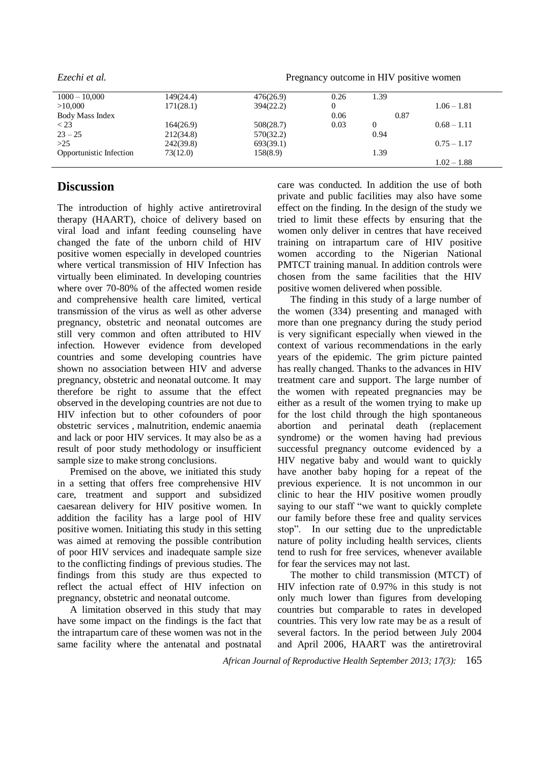| | | | | | |
|---|---|---|---|---|---|
| 1000 – 10,000 | 149(24.4) | 476(26.9) | 0.26 | 1.39 | |
| >10,000 | 171(28.1) | 394(22.2) | 0 | | 1.06 – 1.81 |
| Body Mass Index | | | 0.06 | 0.87 | |
| < 23 | 164(26.9) | 508(28.7) | 0.03 | 0 | 0.68 – 1.11 |
| 23 – 25 | 212(34.8) | 570(32.2) | | 0.94 | |
| >25 | 242(39.8) | 693(39.1) | | | 0.75 – 1.17 |
| Opportunistic Infection | 73(12.0) | 158(8.9) | | 1.39 | |
| | | | | | 1.02 – 1.88 |

## Discussion

The introduction of highly active antiretroviral therapy (HAART), choice of delivery based on viral load and infant feeding counseling have changed the fate of the unborn child of HIV positive women especially in developed countries where vertical transmission of HIV Infection has virtually been eliminated. In developing countries where over 70-80% of the affected women reside and comprehensive health care limited, vertical transmission of the virus as well as other adverse pregnancy, obstetric and neonatal outcomes are still very common and often attributed to HIV infection. However evidence from developed countries and some developing countries have shown no association between HIV and adverse pregnancy, obstetric and neonatal outcome. It may therefore be right to assume that the effect observed in the developing countries are not due to HIV infection but to other cofounders of poor obstetric services , malnutrition, endemic anaemia and lack or poor HIV services. It may also be as a result of poor study methodology or insufficient sample size to make strong conclusions.

Premised on the above, we initiated this study in a setting that offers free comprehensive HIV care, treatment and support and subsidized caesarean delivery for HIV positive women. In addition the facility has a large pool of HIV positive women. Initiating this study in this setting was aimed at removing the possible contribution of poor HIV services and inadequate sample size to the conflicting findings of previous studies. The findings from this study are thus expected to reflect the actual effect of HIV infection on pregnancy, obstetric and neonatal outcome.

A limitation observed in this study that may have some impact on the findings is the fact that the intrapartum care of these women was not in the same facility where the antenatal and postnatal care was conducted. In addition the use of both private and public facilities may also have some effect on the finding. In the design of the study we tried to limit these effects by ensuring that the women only deliver in centres that have received training on intrapartum care of HIV positive women according to the Nigerian National PMTCT training manual. In addition controls were chosen from the same facilities that the HIV positive women delivered when possible.

The finding in this study of a large number of the women (334) presenting and managed with more than one pregnancy during the study period is very significant especially when viewed in the context of various recommendations in the early years of the epidemic. The grim picture painted has really changed. Thanks to the advances in HIV treatment care and support. The large number of the women with repeated pregnancies may be either as a result of the women trying to make up for the lost child through the high spontaneous abortion and perinatal death (replacement syndrome) or the women having had previous successful pregnancy outcome evidenced by a HIV negative baby and would want to quickly have another baby hoping for a repeat of the previous experience. It is not uncommon in our clinic to hear the HIV positive women proudly saying to our staff "we want to quickly complete our family before these free and quality services stop". In our setting due to the unpredictable nature of polity including health services, clients tend to rush for free services, whenever available for fear the services may not last.

The mother to child transmission (MTCT) of HIV infection rate of 0.97% in this study is not only much lower than figures from developing countries but comparable to rates in developed countries. This very low rate may be as a result of several factors. In the period between July 2004 and April 2006, HAART was the antiretroviral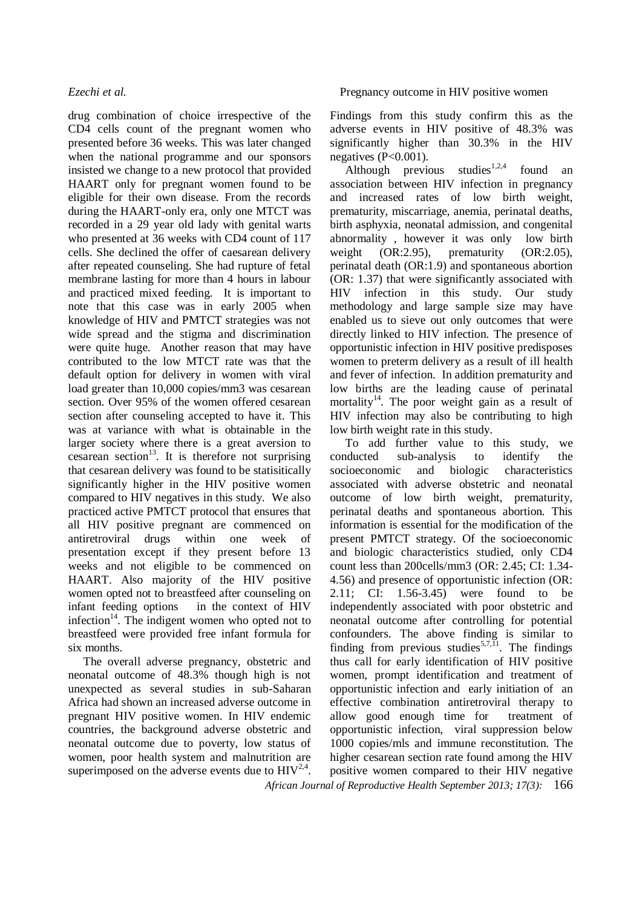drug combination of choice irrespective of the CD4 cells count of the pregnant women who presented before 36 weeks. This was later changed when the national programme and our sponsors insisted we change to a new protocol that provided HAART only for pregnant women found to be eligible for their own disease. From the records during the HAART-only era, only one MTCT was recorded in a 29 year old lady with genital warts who presented at 36 weeks with CD4 count of 117 cells. She declined the offer of caesarean delivery after repeated counseling. She had rupture of fetal membrane lasting for more than 4 hours in labour and practiced mixed feeding. It is important to note that this case was in early 2005 when knowledge of HIV and PMTCT strategies was not wide spread and the stigma and discrimination were quite huge. Another reason that may have contributed to the low MTCT rate was that the default option for delivery in women with viral load greater than 10,000 copies/mm3 was cesarean section. Over 95% of the women offered cesarean section after counseling accepted to have it. This was at variance with what is obtainable in the larger society where there is a great aversion to cesarean section[13]. It is therefore not surprising that cesarean delivery was found to be statisitically significantly higher in the HIV positive women compared to HIV negatives in this study. We also practiced active PMTCT protocol that ensures that all HIV positive pregnant are commenced on antiretroviral drugs within one week of presentation except if they present before 13 weeks and not eligible to be commenced on HAART. Also majority of the HIV positive women opted not to breastfeed after counseling on infant feeding options in the context of HIV infection[14]. The indigent women who opted not to breastfeed were provided free infant formula for six months.

The overall adverse pregnancy, obstetric and neonatal outcome of 48.3% though high is not unexpected as several studies in sub-Saharan Africa had shown an increased adverse outcome in pregnant HIV positive women. In HIV endemic countries, the background adverse obstetric and neonatal outcome due to poverty, low status of women, poor health system and malnutrition are superimposed on the adverse events due to HIV[2,4]. Findings from this study confirm this as the adverse events in HIV positive of 48.3% was significantly higher than 30.3% in the HIV negatives ($P<0.001$).

Although previous studies[1,2,4] found an association between HIV infection in pregnancy and increased rates of low birth weight, prematurity, miscarriage, anemia, perinatal deaths, birth asphyxia, neonatal admission, and congenital abnormality , however it was only low birth weight (OR:2.95), prematurity (OR:2.05), perinatal death (OR:1.9) and spontaneous abortion (OR: 1.37) that were significantly associated with HIV infection in this study. Our study methodology and large sample size may have enabled us to sieve out only outcomes that were directly linked to HIV infection. The presence of opportunistic infection in HIV positive predisposes women to preterm delivery as a result of ill health and fever of infection. In addition prematurity and low births are the leading cause of perinatal mortality[14]. The poor weight gain as a result of HIV infection may also be contributing to high low birth weight rate in this study.

To add further value to this study, we conducted sub-analysis to identify the socioeconomic and biologic characteristics associated with adverse obstetric and neonatal outcome of low birth weight, prematurity, perinatal deaths and spontaneous abortion. This information is essential for the modification of the present PMTCT strategy. Of the socioeconomic and biologic characteristics studied, only CD4 count less than 200cells/mm3 (OR: 2.45; CI: 1.34-4.56) and presence of opportunistic infection (OR: 2.11; CI: 1.56-3.45) were found to be independently associated with poor obstetric and neonatal outcome after controlling for potential confounders. The above finding is similar to finding from previous studies[5,7,11]. The findings thus call for early identification of HIV positive women, prompt identification and treatment of opportunistic infection and early initiation of an effective combination antiretroviral therapy to allow good enough time for treatment of opportunistic infection, viral suppression below 1000 copies/mls and immune reconstitution. The higher cesarean section rate found among the HIV positive women compared to their HIV negative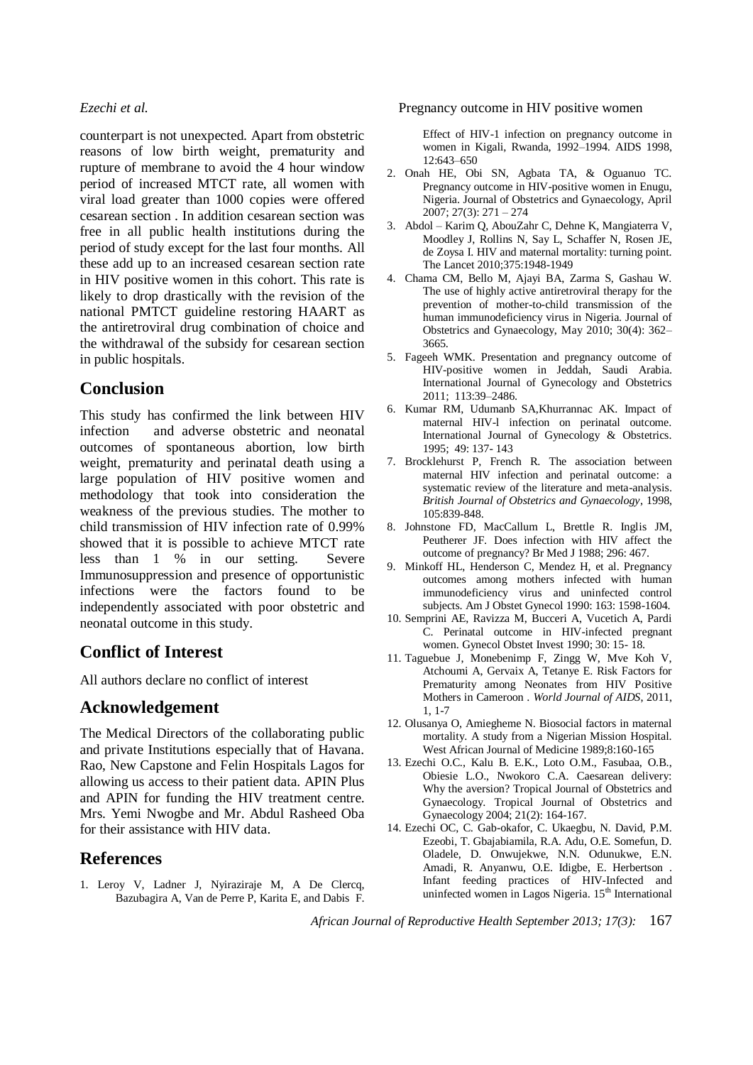counterpart is not unexpected. Apart from obstetric reasons of low birth weight, prematurity and rupture of membrane to avoid the 4 hour window period of increased MTCT rate, all women with viral load greater than 1000 copies were offered cesarean section . In addition cesarean section was free in all public health institutions during the period of study except for the last four months. All these add up to an increased cesarean section rate in HIV positive women in this cohort. This rate is likely to drop drastically with the revision of the national PMTCT guideline restoring HAART as the antiretroviral drug combination of choice and the withdrawal of the subsidy for cesarean section in public hospitals.

## Conclusion

This study has confirmed the link between HIV infection and adverse obstetric and neonatal outcomes of spontaneous abortion, low birth weight, prematurity and perinatal death using a large population of HIV positive women and methodology that took into consideration the weakness of the previous studies. The mother to child transmission of HIV infection rate of 0.99% showed that it is possible to achieve MTCT rate less than 1 % in our setting. Severe Immunosuppression and presence of opportunistic infections were the factors found to be independently associated with poor obstetric and neonatal outcome in this study.

## Conflict of Interest

All authors declare no conflict of interest

## Acknowledgement

The Medical Directors of the collaborating public and private Institutions especially that of Havana. Rao, New Capstone and Felin Hospitals Lagos for allowing us access to their patient data. APIN Plus and APIN for funding the HIV treatment centre. Mrs. Yemi Nwogbe and Mr. Abdul Rasheed Oba for their assistance with HIV data.

## References

1. Leroy V, Ladner J, Nyiraziraje M, A De Clercq, Bazubagira A, Van de Perre P, Karita E, and Dabis F. Effect of HIV-1 infection on pregnancy outcome in women in Kigali, Rwanda, 1992–1994. AIDS 1998, 12:643–650
2. Onah HE, Obi SN, Agbata TA, & Oguanuo TC. Pregnancy outcome in HIV-positive women in Enugu, Nigeria. Journal of Obstetrics and Gynaecology, April 2007; 27(3): 271 – 274
3. Abdol – Karim Q, AbouZahr C, Dehne K, Mangiaterra V, Moodley J, Rollins N, Say L, Schaffer N, Rosen JE, de Zoysa I. HIV and maternal mortality: turning point. The Lancet 2010;375:1948-1949
4. Chama CM, Bello M, Ajayi BA, Zarma S, Gashau W. The use of highly active antiretroviral therapy for the prevention of mother-to-child transmission of the human immunodeficiency virus in Nigeria. Journal of Obstetrics and Gynaecology, May 2010; 30(4): 362–3665.
5. Fageeh WMK. Presentation and pregnancy outcome of HIV-positive women in Jeddah, Saudi Arabia. International Journal of Gynecology and Obstetrics 2011; 113:39–2486.
6. Kumar RM, Udumanb SA,Khurrannac AK. Impact of maternal HIV-l infection on perinatal outcome. International Journal of Gynecology & Obstetrics. 1995; 49: 137- 143
7. Brocklehurst P, French R. The association between maternal HIV infection and perinatal outcome: a systematic review of the literature and meta-analysis. *British Journal of Obstetrics and Gynaecology*, 1998, 105:839-848.
8. Johnstone FD, MacCallum L, Brettle R. Inglis JM, Peutherer JF. Does infection with HIV affect the outcome of pregnancy? Br Med J 1988; 296: 467.
9. Minkoff HL, Henderson C, Mendez H, et al. Pregnancy outcomes among mothers infected with human immunodeficiency virus and uninfected control subjects. Am J Obstet Gynecol 1990: 163: 1598-1604.
10. Semprini AE, Ravizza M, Bucceri A, Vucetich A, Pardi C. Perinatal outcome in HIV-infected pregnant women. Gynecol Obstet Invest 1990; 30: 15- 18.
11. Taguebue J, Monebenimp F, Zingg W, Mve Koh V, Atchoumi A, Gervaix A, Tetanye E. Risk Factors for Prematurity among Neonates from HIV Positive Mothers in Cameroon . *World Journal of AIDS*, 2011, 1, 1-7
12. Olusanya O, Amiegheme N. Biosocial factors in maternal mortality. A study from a Nigerian Mission Hospital. West African Journal of Medicine 1989;8:160-165
13. Ezechi O.C., Kalu B. E.K., Loto O.M., Fasubaa, O.B., Obiesie L.O., Nwokoro C.A. Caesarean delivery: Why the aversion? Tropical Journal of Obstetrics and Gynaecology. Tropical Journal of Obstetrics and Gynaecology 2004; 21(2): 164-167.
14. Ezechi OC, C. Gab-okafor, C. Ukaegbu, N. David, P.M. Ezeobi, T. Gbajabiamila, R.A. Adu, O.E. Somefun, D. Oladele, D. Onwujekwe, N.N. Odunukwe, E.N. Amadi, R. Anyanwu, O.E. Idigbe, E. Herbertson . Infant feeding practices of HIV-Infected and uninfected women in Lagos Nigeria. 15th International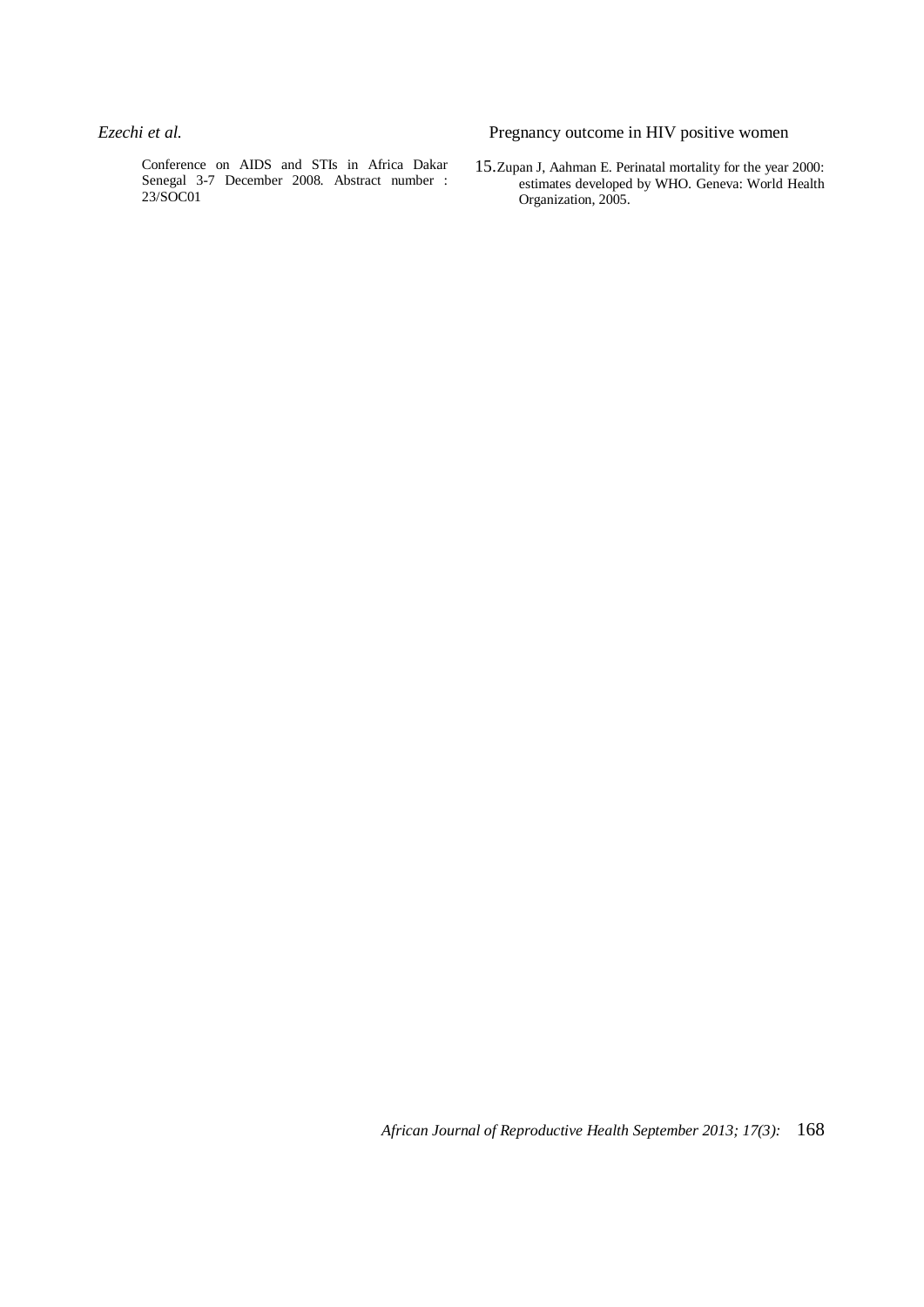Conference on AIDS and STIs in Africa Dakar Senegal 3-7 December 2008. Abstract number : 23/SOC01

15. Zupan J, Aahman E. Perinatal mortality for the year 2000: estimates developed by WHO. Geneva: World Health Organization, 2005.